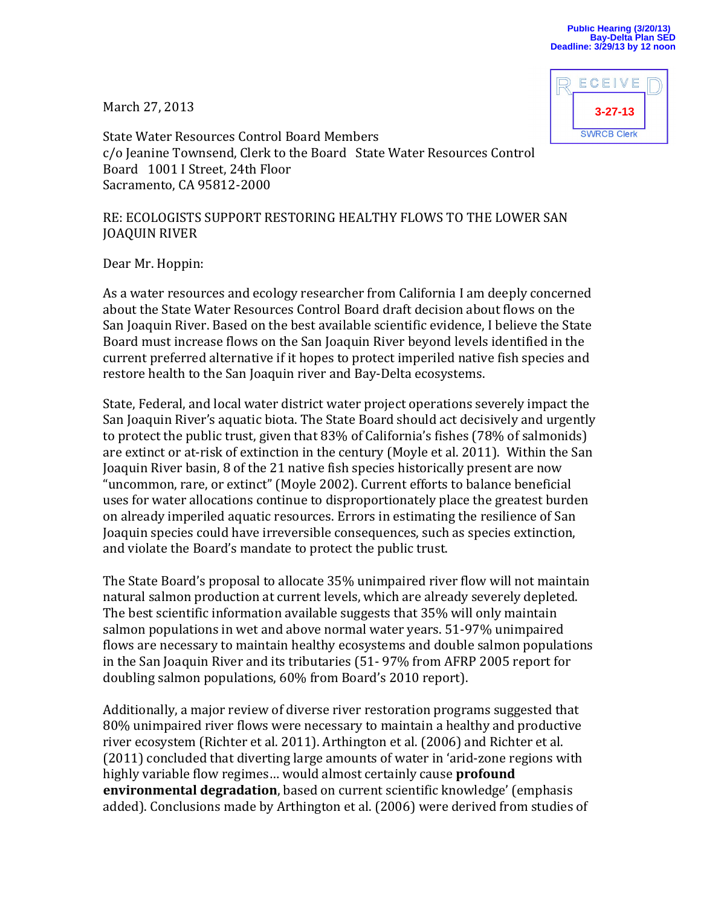Public Hearing (3/20/13)
Bay-Delta Plan SED
Deadline: 3/29/13 by 12 noon

RECEIVED
3-27-13
SWRCB Clerk

March 27, 2013

State Water Resources Control Board Members
c/o Jeanine Townsend, Clerk to the Board State Water Resources Control Board 1001 I Street, 24th Floor
Sacramento, CA 95812-2000

RE: ECOLOGISTS SUPPORT RESTORING HEALTHY FLOWS TO THE LOWER SAN JOAQUIN RIVER

Dear Mr. Hoppin:

As a water resources and ecology researcher from California I am deeply concerned about the State Water Resources Control Board draft decision about flows on the San Joaquin River. Based on the best available scientific evidence, I believe the State Board must increase flows on the San Joaquin River beyond levels identified in the current preferred alternative if it hopes to protect imperiled native fish species and restore health to the San Joaquin river and Bay-Delta ecosystems.

State, Federal, and local water district water project operations severely impact the San Joaquin River's aquatic biota. The State Board should act decisively and urgently to protect the public trust, given that 83% of California's fishes (78% of salmonids) are extinct or at-risk of extinction in the century (Moyle et al. 2011). Within the San Joaquin River basin, 8 of the 21 native fish species historically present are now "uncommon, rare, or extinct" (Moyle 2002). Current efforts to balance beneficial uses for water allocations continue to disproportionately place the greatest burden on already imperiled aquatic resources. Errors in estimating the resilience of San Joaquin species could have irreversible consequences, such as species extinction, and violate the Board's mandate to protect the public trust.

The State Board's proposal to allocate 35% unimpaired river flow will not maintain natural salmon production at current levels, which are already severely depleted. The best scientific information available suggests that 35% will only maintain salmon populations in wet and above normal water years. 51-97% unimpaired flows are necessary to maintain healthy ecosystems and double salmon populations in the San Joaquin River and its tributaries (51- 97% from AFRP 2005 report for doubling salmon populations, 60% from Board's 2010 report).

Additionally, a major review of diverse river restoration programs suggested that 80% unimpaired river flows were necessary to maintain a healthy and productive river ecosystem (Richter et al. 2011). Arthington et al. (2006) and Richter et al. (2011) concluded that diverting large amounts of water in 'arid-zone regions with highly variable flow regimes… would almost certainly cause **profound environmental degradation**, based on current scientific knowledge' (emphasis added). Conclusions made by Arthington et al. (2006) were derived from studies of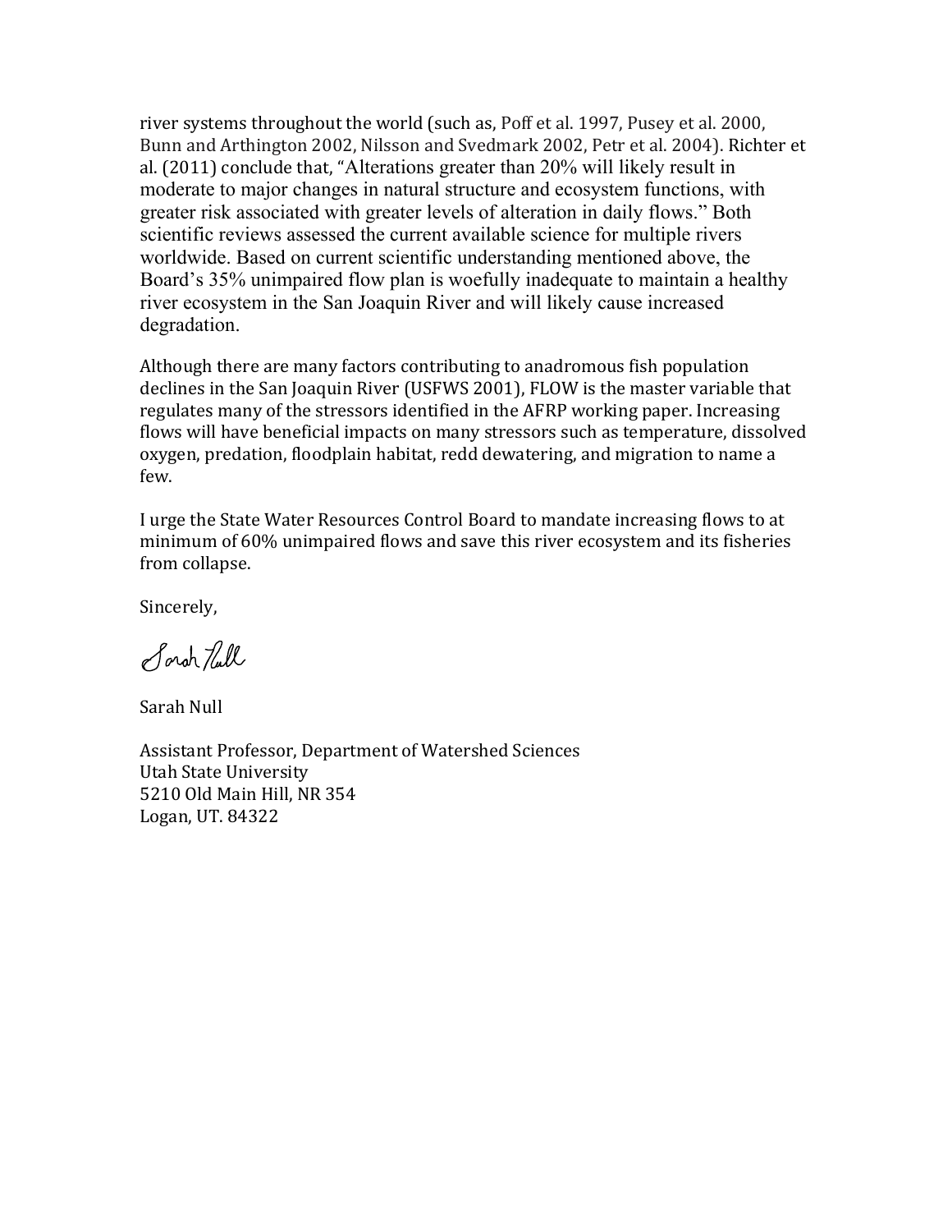river systems throughout the world (such as, Poff et al. 1997, Pusey et al. 2000, Bunn and Arthington 2002, Nilsson and Svedmark 2002, Petr et al. 2004). Richter et al. (2011) conclude that, "Alterations greater than 20% will likely result in moderate to major changes in natural structure and ecosystem functions, with greater risk associated with greater levels of alteration in daily flows." Both scientific reviews assessed the current available science for multiple rivers worldwide. Based on current scientific understanding mentioned above, the Board's 35% unimpaired flow plan is woefully inadequate to maintain a healthy river ecosystem in the San Joaquin River and will likely cause increased degradation.

Although there are many factors contributing to anadromous fish population declines in the San Joaquin River (USFWS 2001), FLOW is the master variable that regulates many of the stressors identified in the AFRP working paper. Increasing flows will have beneficial impacts on many stressors such as temperature, dissolved oxygen, predation, floodplain habitat, redd dewatering, and migration to name a few.

I urge the State Water Resources Control Board to mandate increasing flows to at minimum of 60% unimpaired flows and save this river ecosystem and its fisheries from collapse.

Sincerely,

Sarah Null

Sarah Null

Assistant Professor, Department of Watershed Sciences
Utah State University
5210 Old Main Hill, NR 354
Logan, UT. 84322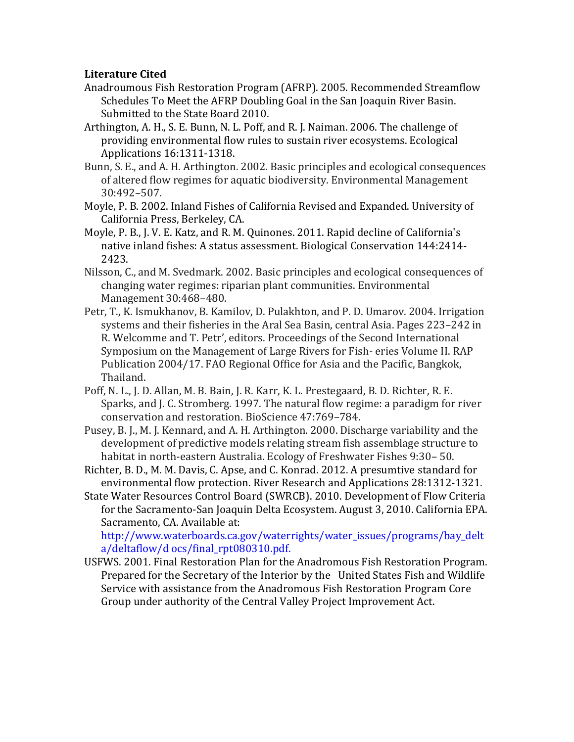**Literature Cited**

Anadroumous Fish Restoration Program (AFRP). 2005. Recommended Streamflow Schedules To Meet the AFRP Doubling Goal in the San Joaquin River Basin. Submitted to the State Board 2010.

Arthington, A. H., S. E. Bunn, N. L. Poff, and R. J. Naiman. 2006. The challenge of providing environmental flow rules to sustain river ecosystems. Ecological Applications 16:1311-1318.

Bunn, S. E., and A. H. Arthington. 2002. Basic principles and ecological consequences of altered flow regimes for aquatic biodiversity. Environmental Management 30:492–507.

Moyle, P. B. 2002. Inland Fishes of California Revised and Expanded. University of California Press, Berkeley, CA.

Moyle, P. B., J. V. E. Katz, and R. M. Quinones. 2011. Rapid decline of California's native inland fishes: A status assessment. Biological Conservation 144:2414-2423.

Nilsson, C., and M. Svedmark. 2002. Basic principles and ecological consequences of changing water regimes: riparian plant communities. Environmental Management 30:468–480.

Petr, T., K. Ismukhanov, B. Kamilov, D. Pulakhton, and P. D. Umarov. 2004. Irrigation systems and their fisheries in the Aral Sea Basin, central Asia. Pages 223–242 in R. Welcomme and T. Petr', editors. Proceedings of the Second International Symposium on the Management of Large Rivers for Fish- eries Volume II. RAP Publication 2004/17. FAO Regional Office for Asia and the Pacific, Bangkok, Thailand.

Poff, N. L., J. D. Allan, M. B. Bain, J. R. Karr, K. L. Prestegaard, B. D. Richter, R. E. Sparks, and J. C. Stromberg. 1997. The natural flow regime: a paradigm for river conservation and restoration. BioScience 47:769–784.

Pusey, B. J., M. J. Kennard, and A. H. Arthington. 2000. Discharge variability and the development of predictive models relating stream fish assemblage structure to habitat in north-eastern Australia. Ecology of Freshwater Fishes 9:30– 50.

Richter, B. D., M. M. Davis, C. Apse, and C. Konrad. 2012. A presumtive standard for environmental flow protection. River Research and Applications 28:1312-1321.

State Water Resources Control Board (SWRCB). 2010. Development of Flow Criteria for the Sacramento-San Joaquin Delta Ecosystem. August 3, 2010. California EPA. Sacramento, CA. Available at: http://www.waterboards.ca.gov/waterrights/water_issues/programs/bay_delta/deltaflow/d ocs/final_rpt080310.pdf.

USFWS. 2001. Final Restoration Plan for the Anadromous Fish Restoration Program. Prepared for the Secretary of the Interior by the United States Fish and Wildlife Service with assistance from the Anadromous Fish Restoration Program Core Group under authority of the Central Valley Project Improvement Act.